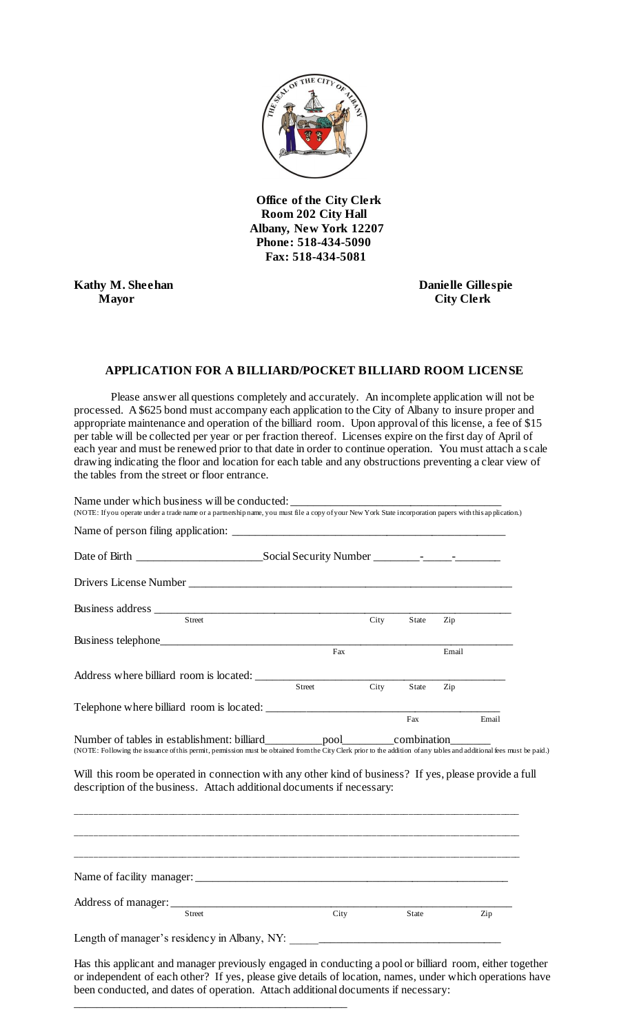**Office of the City Clerk**
**Room 202 City Hall**
**Albany, New York 12207**
**Phone: 518-434-5090**
**Fax: 518-434-5081**

**Kathy M. Sheehan**
**Mayor**

**Danielle Gillespie**
**City Clerk**

## APPLICATION FOR A BILLIARD/POCKET BILLIARD ROOM LICENSE

Please answer all questions completely and accurately. An incomplete application will not be processed. A $625 bond must accompany each application to the City of Albany to insure proper and appropriate maintenance and operation of the billiard room. Upon approval of this license, a fee of $15 per table will be collected per year or per fraction thereof. Licenses expire on the first day of April of each year and must be renewed prior to that date in order to continue operation. You must attach a scale drawing indicating the floor and location for each table and any obstructions preventing a clear view of the tables from the street or floor entrance.

Name under which business will be conducted: ___________________________________

(NOTE: If you operate under a trade name or a partnership name, you must file a copy of your New York State incorporation papers with this application.)

Name of person filing application: ___________________________________________

Date of Birth _____________________ Social Security Number ________-_____-________

Drivers License Number ____________________________________________________

Business address ___________________________________________________________
Street City State Zip

Business telephone__________________________________________________________
Fax Email

Address where billiard room is located: ________________________________________
Street City State Zip

Telephone where billiard room is located: ______________________________________
Fax Email

Number of tables in establishment: billiard__________pool_________combination_______

(NOTE: Following the issuance of this permit, permission must be obtained from the City Clerk prior to the addition of any tables and additional fees must be paid.)

Will this room be operated in connection with any other kind of business? If yes, please provide a full description of the business. Attach additional documents if necessary:

_______________________________________________________________________________

_______________________________________________________________________________

_______________________________________________________________________________

Name of facility manager: ___________________________________________________

Address of manager: ________________________________________________________
Street City State Zip

Length of manager's residency in Albany, NY: __________________________________

Has this applicant and manager previously engaged in conducting a pool or billiard room, either together or independent of each other? If yes, please give details of location, names, under which operations have been conducted, and dates of operation. Attach additional documents if necessary:

______________________________________________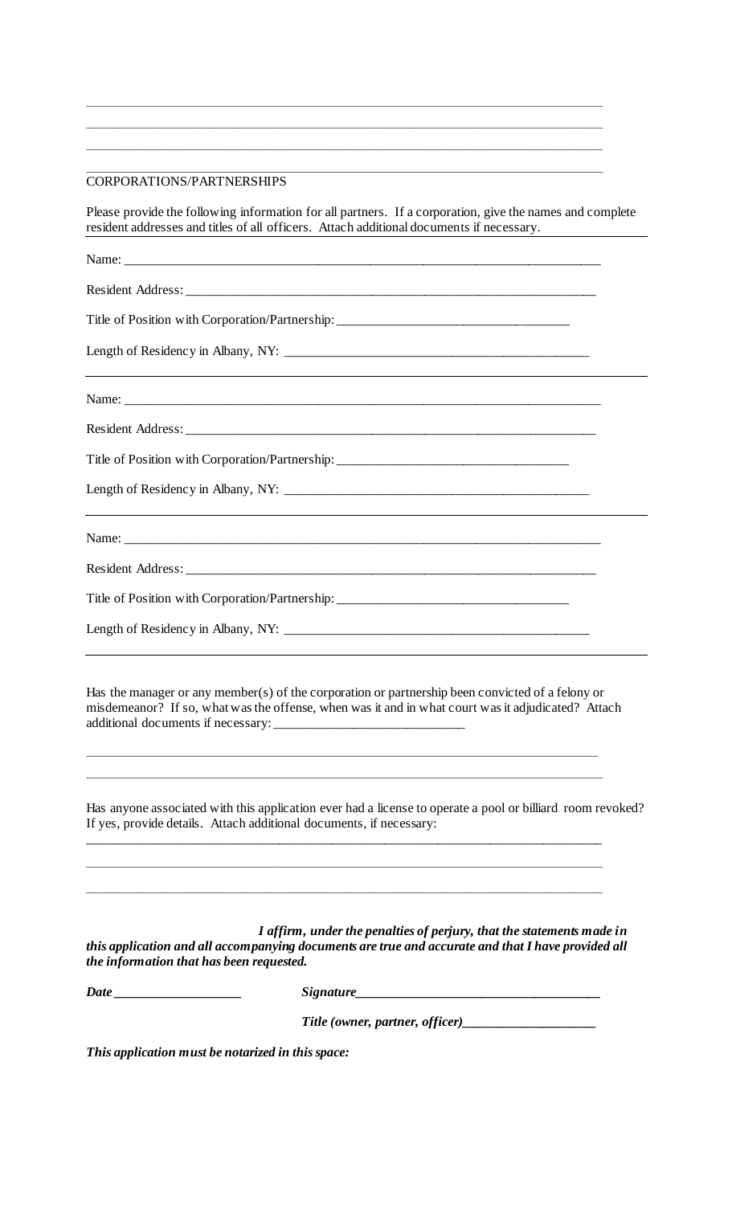________________________________________________________________________________

________________________________________________________________________________

________________________________________________________________________________

________________________________________________________________________________

CORPORATIONS/PARTNERSHIPS

Please provide the following information for all partners. If a corporation, give the names and complete resident addresses and titles of all officers. Attach additional documents if necessary.

Name: ______________________________________________________________________

Resident Address: _____________________________________________________________

Title of Position with Corporation/Partnership: ___________________________________

Length of Residency in Albany, NY: _____________________________________________

---

Name: ______________________________________________________________________

Resident Address: _____________________________________________________________

Title of Position with Corporation/Partnership: ___________________________________

Length of Residency in Albany, NY: _____________________________________________

---

Name: ______________________________________________________________________

Resident Address: _____________________________________________________________

Title of Position with Corporation/Partnership: ___________________________________

Length of Residency in Albany, NY: _____________________________________________

---

Has the manager or any member(s) of the corporation or partnership been convicted of a felony or misdemeanor? If so, what was the offense, when was it and in what court was it adjudicated? Attach additional documents if necessary: ____________________________

________________________________________________________________________________

________________________________________________________________________________

Has anyone associated with this application ever had a license to operate a pool or billiard room revoked? If yes, provide details. Attach additional documents, if necessary:

________________________________________________________________________________

________________________________________________________________________________

________________________________________________________________________________

***I affirm, under the penalties of perjury, that the statements made in this application and all accompanying documents are true and accurate and that I have provided all the information that has been requested.***

***Date*** ___________________ ***Signature*** ____________________________________

***Title (owner, partner, officer)*** ____________________

***This application must be notarized in this space:***